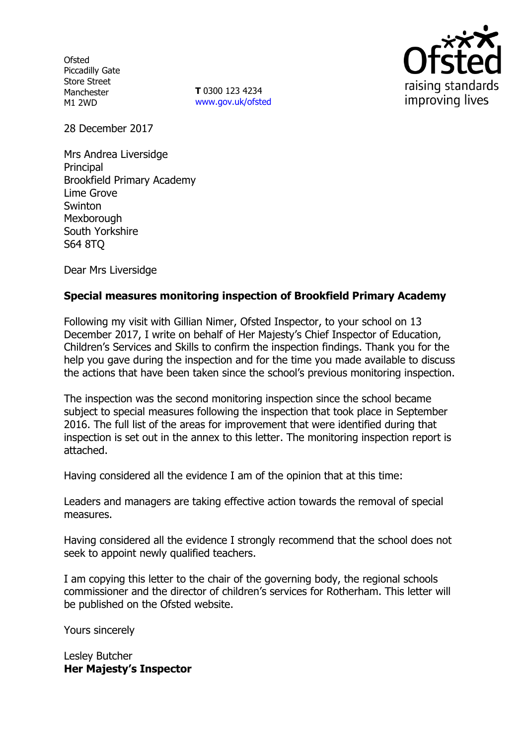Ofsted
Piccadilly Gate
Store Street
Manchester
M1 2WD

**T** 0300 123 4234
www.gov.uk/ofsted

Ofsted
raising standards
improving lives

28 December 2017

Mrs Andrea Liversidge
Principal
Brookfield Primary Academy
Lime Grove
Swinton
Mexborough
South Yorkshire
S64 8TQ

Dear Mrs Liversidge

**Special measures monitoring inspection of Brookfield Primary Academy**

Following my visit with Gillian Nimer, Ofsted Inspector, to your school on 13 December 2017, I write on behalf of Her Majesty's Chief Inspector of Education, Children's Services and Skills to confirm the inspection findings. Thank you for the help you gave during the inspection and for the time you made available to discuss the actions that have been taken since the school's previous monitoring inspection.

The inspection was the second monitoring inspection since the school became subject to special measures following the inspection that took place in September 2016. The full list of the areas for improvement that were identified during that inspection is set out in the annex to this letter. The monitoring inspection report is attached.

Having considered all the evidence I am of the opinion that at this time:

Leaders and managers are taking effective action towards the removal of special measures.

Having considered all the evidence I strongly recommend that the school does not seek to appoint newly qualified teachers.

I am copying this letter to the chair of the governing body, the regional schools commissioner and the director of children's services for Rotherham. This letter will be published on the Ofsted website.

Yours sincerely

Lesley Butcher
**Her Majesty's Inspector**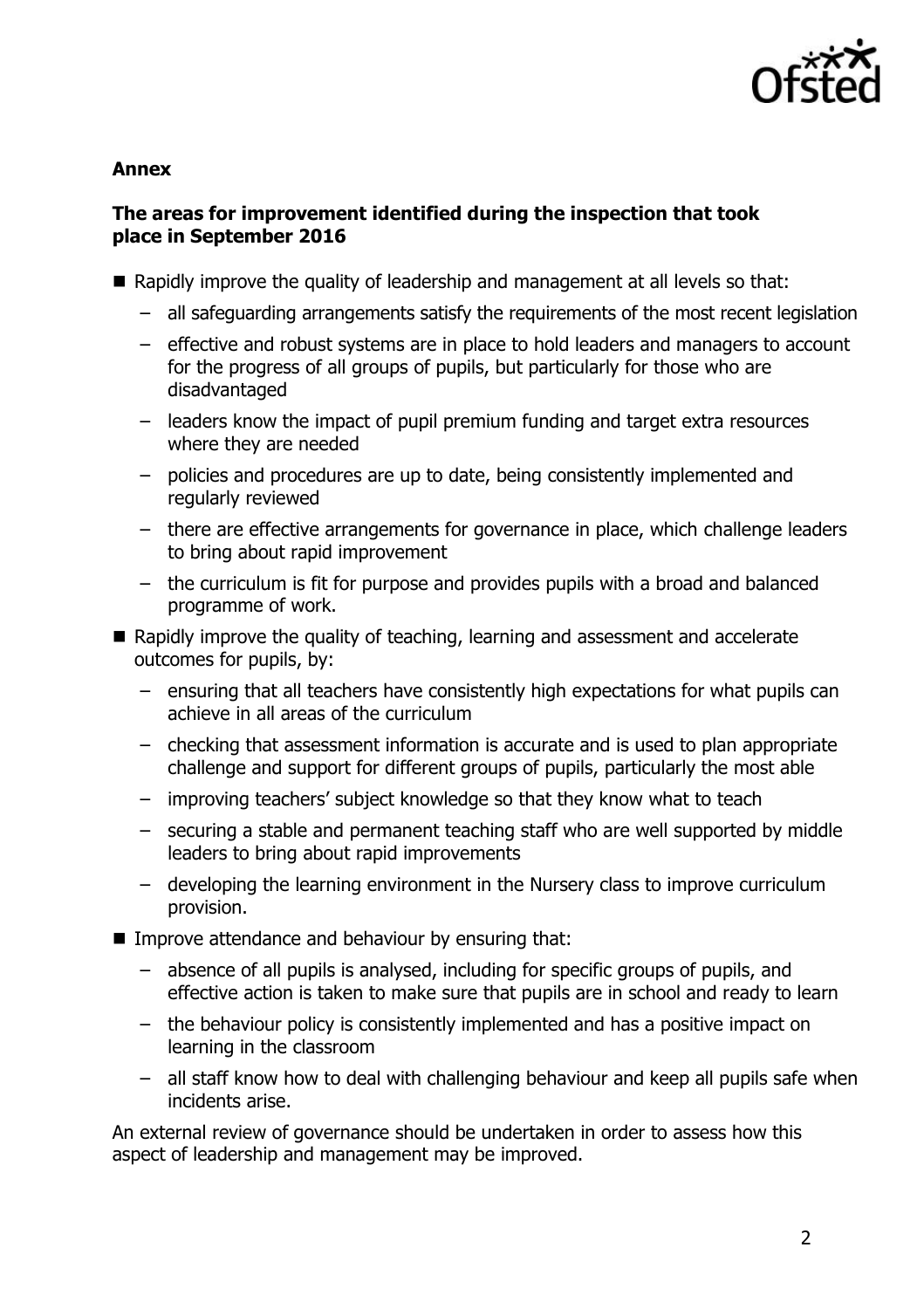**Annex**

**The areas for improvement identified during the inspection that took place in September 2016**

- Rapidly improve the quality of leadership and management at all levels so that:
  - all safeguarding arrangements satisfy the requirements of the most recent legislation
  - effective and robust systems are in place to hold leaders and managers to account for the progress of all groups of pupils, but particularly for those who are disadvantaged
  - leaders know the impact of pupil premium funding and target extra resources where they are needed
  - policies and procedures are up to date, being consistently implemented and regularly reviewed
  - there are effective arrangements for governance in place, which challenge leaders to bring about rapid improvement
  - the curriculum is fit for purpose and provides pupils with a broad and balanced programme of work.
- Rapidly improve the quality of teaching, learning and assessment and accelerate outcomes for pupils, by:
  - ensuring that all teachers have consistently high expectations for what pupils can achieve in all areas of the curriculum
  - checking that assessment information is accurate and is used to plan appropriate challenge and support for different groups of pupils, particularly the most able
  - improving teachers' subject knowledge so that they know what to teach
  - securing a stable and permanent teaching staff who are well supported by middle leaders to bring about rapid improvements
  - developing the learning environment in the Nursery class to improve curriculum provision.
- Improve attendance and behaviour by ensuring that:
  - absence of all pupils is analysed, including for specific groups of pupils, and effective action is taken to make sure that pupils are in school and ready to learn
  - the behaviour policy is consistently implemented and has a positive impact on learning in the classroom
  - all staff know how to deal with challenging behaviour and keep all pupils safe when incidents arise.

An external review of governance should be undertaken in order to assess how this aspect of leadership and management may be improved.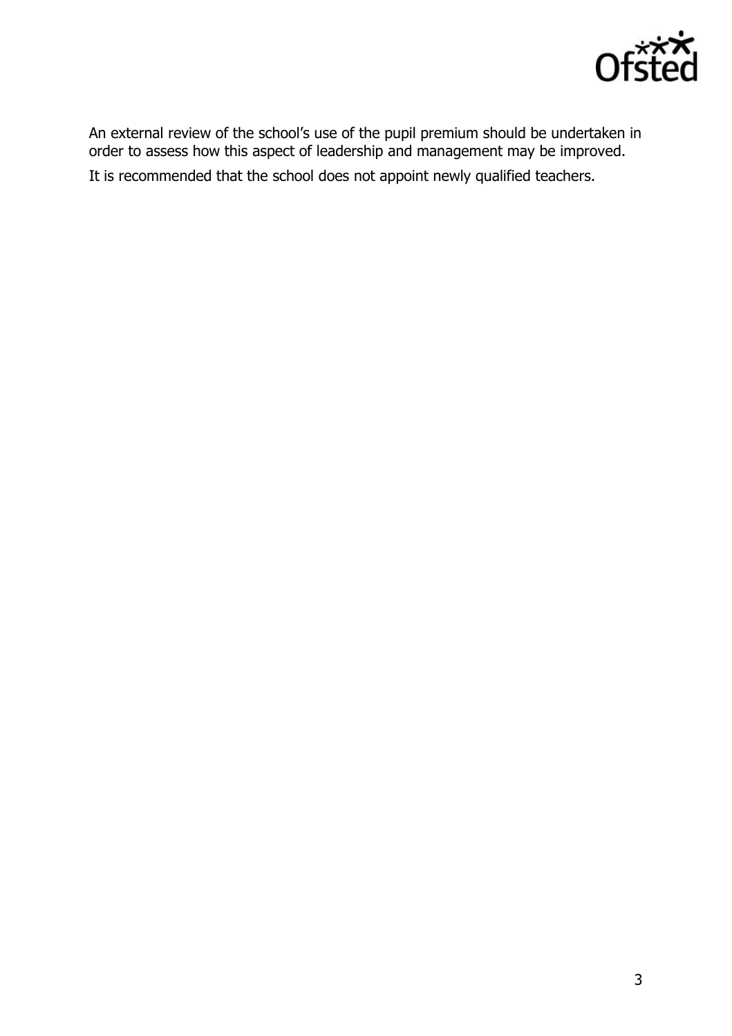An external review of the school's use of the pupil premium should be undertaken in order to assess how this aspect of leadership and management may be improved.

It is recommended that the school does not appoint newly qualified teachers.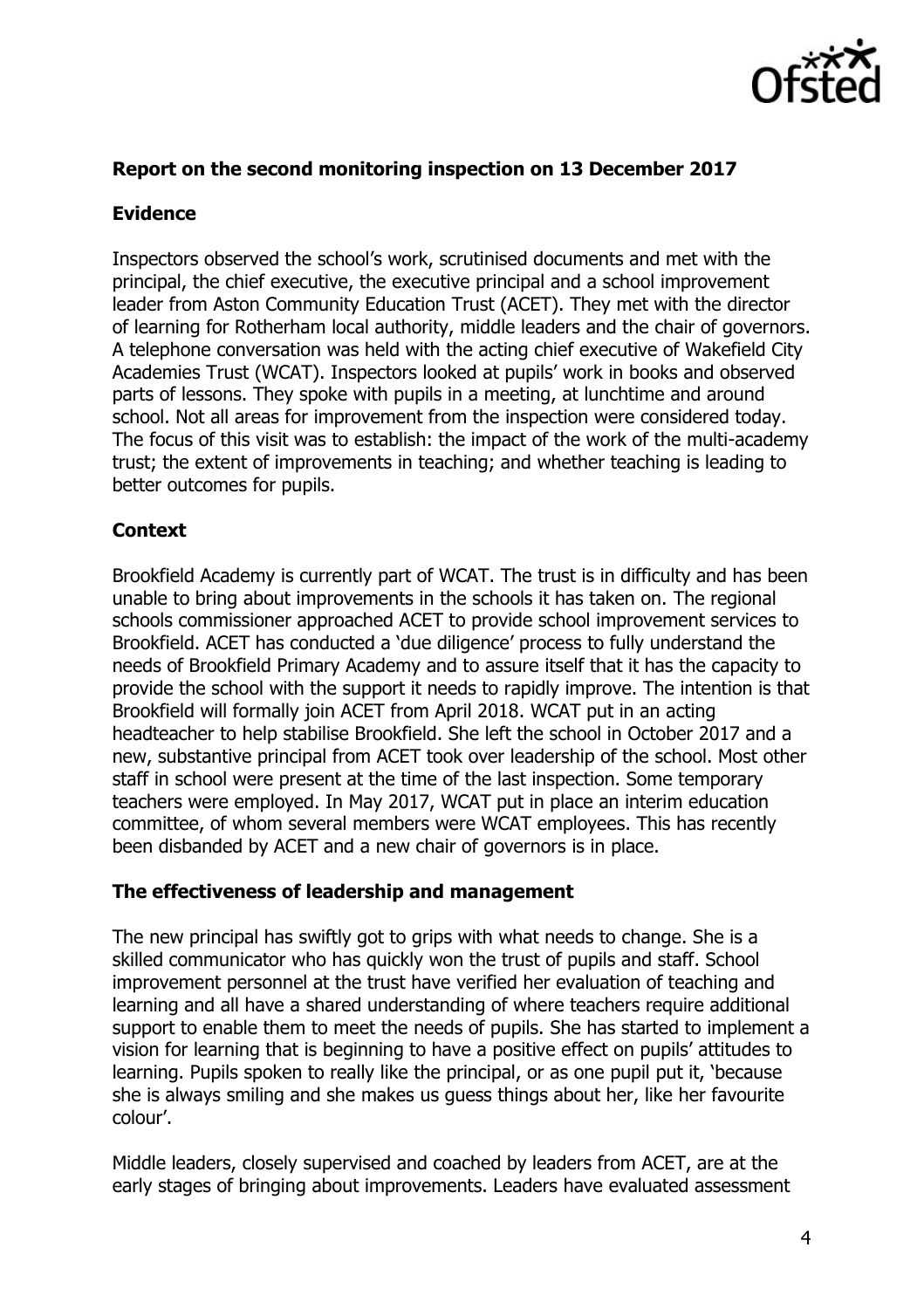### Report on the second monitoring inspection on 13 December 2017

### Evidence

Inspectors observed the school's work, scrutinised documents and met with the principal, the chief executive, the executive principal and a school improvement leader from Aston Community Education Trust (ACET). They met with the director of learning for Rotherham local authority, middle leaders and the chair of governors. A telephone conversation was held with the acting chief executive of Wakefield City Academies Trust (WCAT). Inspectors looked at pupils' work in books and observed parts of lessons. They spoke with pupils in a meeting, at lunchtime and around school. Not all areas for improvement from the inspection were considered today. The focus of this visit was to establish: the impact of the work of the multi-academy trust; the extent of improvements in teaching; and whether teaching is leading to better outcomes for pupils.

### Context

Brookfield Academy is currently part of WCAT. The trust is in difficulty and has been unable to bring about improvements in the schools it has taken on. The regional schools commissioner approached ACET to provide school improvement services to Brookfield. ACET has conducted a 'due diligence' process to fully understand the needs of Brookfield Primary Academy and to assure itself that it has the capacity to provide the school with the support it needs to rapidly improve. The intention is that Brookfield will formally join ACET from April 2018. WCAT put in an acting headteacher to help stabilise Brookfield. She left the school in October 2017 and a new, substantive principal from ACET took over leadership of the school. Most other staff in school were present at the time of the last inspection. Some temporary teachers were employed. In May 2017, WCAT put in place an interim education committee, of whom several members were WCAT employees. This has recently been disbanded by ACET and a new chair of governors is in place.

### The effectiveness of leadership and management

The new principal has swiftly got to grips with what needs to change. She is a skilled communicator who has quickly won the trust of pupils and staff. School improvement personnel at the trust have verified her evaluation of teaching and learning and all have a shared understanding of where teachers require additional support to enable them to meet the needs of pupils. She has started to implement a vision for learning that is beginning to have a positive effect on pupils' attitudes to learning. Pupils spoken to really like the principal, or as one pupil put it, 'because she is always smiling and she makes us guess things about her, like her favourite colour'.

Middle leaders, closely supervised and coached by leaders from ACET, are at the early stages of bringing about improvements. Leaders have evaluated assessment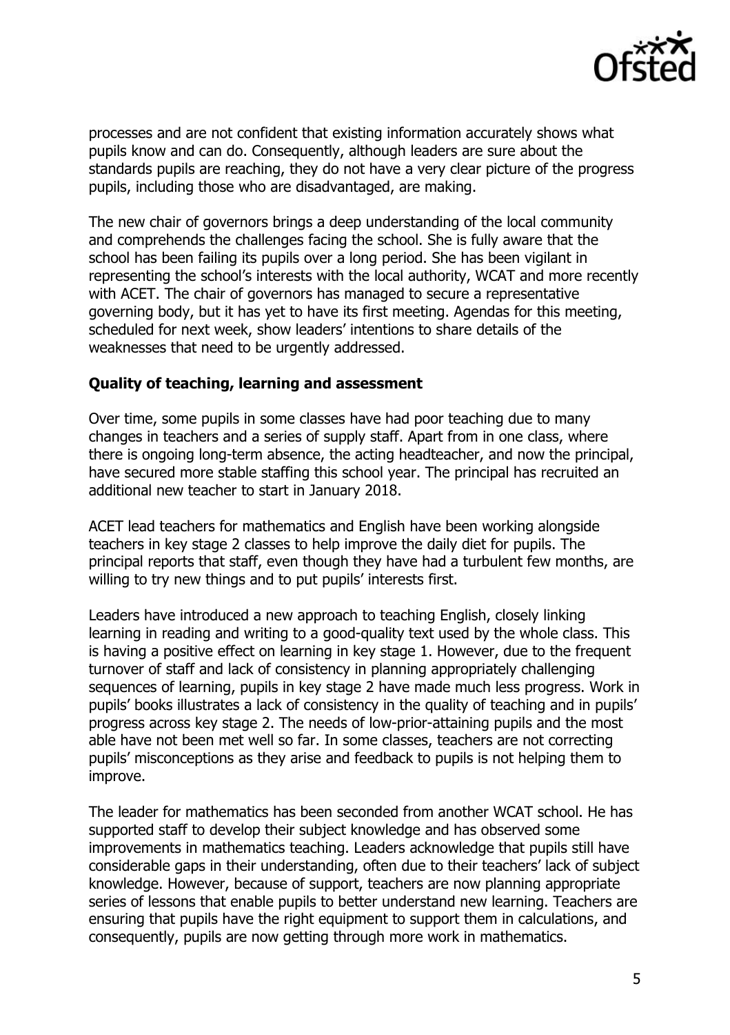processes and are not confident that existing information accurately shows what pupils know and can do. Consequently, although leaders are sure about the standards pupils are reaching, they do not have a very clear picture of the progress pupils, including those who are disadvantaged, are making.

The new chair of governors brings a deep understanding of the local community and comprehends the challenges facing the school. She is fully aware that the school has been failing its pupils over a long period. She has been vigilant in representing the school's interests with the local authority, WCAT and more recently with ACET. The chair of governors has managed to secure a representative governing body, but it has yet to have its first meeting. Agendas for this meeting, scheduled for next week, show leaders' intentions to share details of the weaknesses that need to be urgently addressed.

**Quality of teaching, learning and assessment**

Over time, some pupils in some classes have had poor teaching due to many changes in teachers and a series of supply staff. Apart from in one class, where there is ongoing long-term absence, the acting headteacher, and now the principal, have secured more stable staffing this school year. The principal has recruited an additional new teacher to start in January 2018.

ACET lead teachers for mathematics and English have been working alongside teachers in key stage 2 classes to help improve the daily diet for pupils. The principal reports that staff, even though they have had a turbulent few months, are willing to try new things and to put pupils' interests first.

Leaders have introduced a new approach to teaching English, closely linking learning in reading and writing to a good-quality text used by the whole class. This is having a positive effect on learning in key stage 1. However, due to the frequent turnover of staff and lack of consistency in planning appropriately challenging sequences of learning, pupils in key stage 2 have made much less progress. Work in pupils' books illustrates a lack of consistency in the quality of teaching and in pupils' progress across key stage 2. The needs of low-prior-attaining pupils and the most able have not been met well so far. In some classes, teachers are not correcting pupils' misconceptions as they arise and feedback to pupils is not helping them to improve.

The leader for mathematics has been seconded from another WCAT school. He has supported staff to develop their subject knowledge and has observed some improvements in mathematics teaching. Leaders acknowledge that pupils still have considerable gaps in their understanding, often due to their teachers' lack of subject knowledge. However, because of support, teachers are now planning appropriate series of lessons that enable pupils to better understand new learning. Teachers are ensuring that pupils have the right equipment to support them in calculations, and consequently, pupils are now getting through more work in mathematics.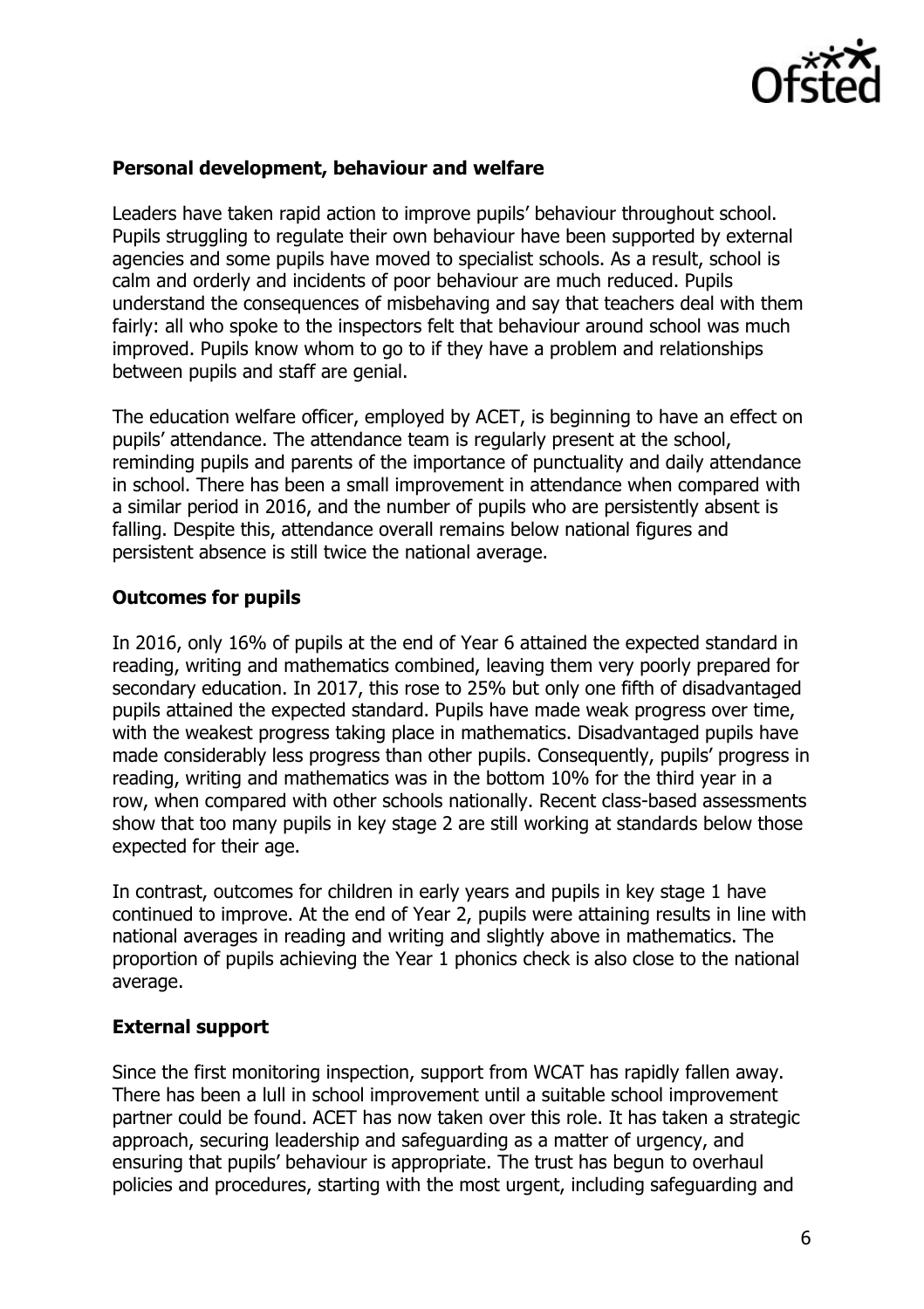### Personal development, behaviour and welfare

Leaders have taken rapid action to improve pupils' behaviour throughout school. Pupils struggling to regulate their own behaviour have been supported by external agencies and some pupils have moved to specialist schools. As a result, school is calm and orderly and incidents of poor behaviour are much reduced. Pupils understand the consequences of misbehaving and say that teachers deal with them fairly: all who spoke to the inspectors felt that behaviour around school was much improved. Pupils know whom to go to if they have a problem and relationships between pupils and staff are genial.

The education welfare officer, employed by ACET, is beginning to have an effect on pupils' attendance. The attendance team is regularly present at the school, reminding pupils and parents of the importance of punctuality and daily attendance in school. There has been a small improvement in attendance when compared with a similar period in 2016, and the number of pupils who are persistently absent is falling. Despite this, attendance overall remains below national figures and persistent absence is still twice the national average.

### Outcomes for pupils

In 2016, only 16% of pupils at the end of Year 6 attained the expected standard in reading, writing and mathematics combined, leaving them very poorly prepared for secondary education. In 2017, this rose to 25% but only one fifth of disadvantaged pupils attained the expected standard. Pupils have made weak progress over time, with the weakest progress taking place in mathematics. Disadvantaged pupils have made considerably less progress than other pupils. Consequently, pupils' progress in reading, writing and mathematics was in the bottom 10% for the third year in a row, when compared with other schools nationally. Recent class-based assessments show that too many pupils in key stage 2 are still working at standards below those expected for their age.

In contrast, outcomes for children in early years and pupils in key stage 1 have continued to improve. At the end of Year 2, pupils were attaining results in line with national averages in reading and writing and slightly above in mathematics. The proportion of pupils achieving the Year 1 phonics check is also close to the national average.

### External support

Since the first monitoring inspection, support from WCAT has rapidly fallen away. There has been a lull in school improvement until a suitable school improvement partner could be found. ACET has now taken over this role. It has taken a strategic approach, securing leadership and safeguarding as a matter of urgency, and ensuring that pupils' behaviour is appropriate. The trust has begun to overhaul policies and procedures, starting with the most urgent, including safeguarding and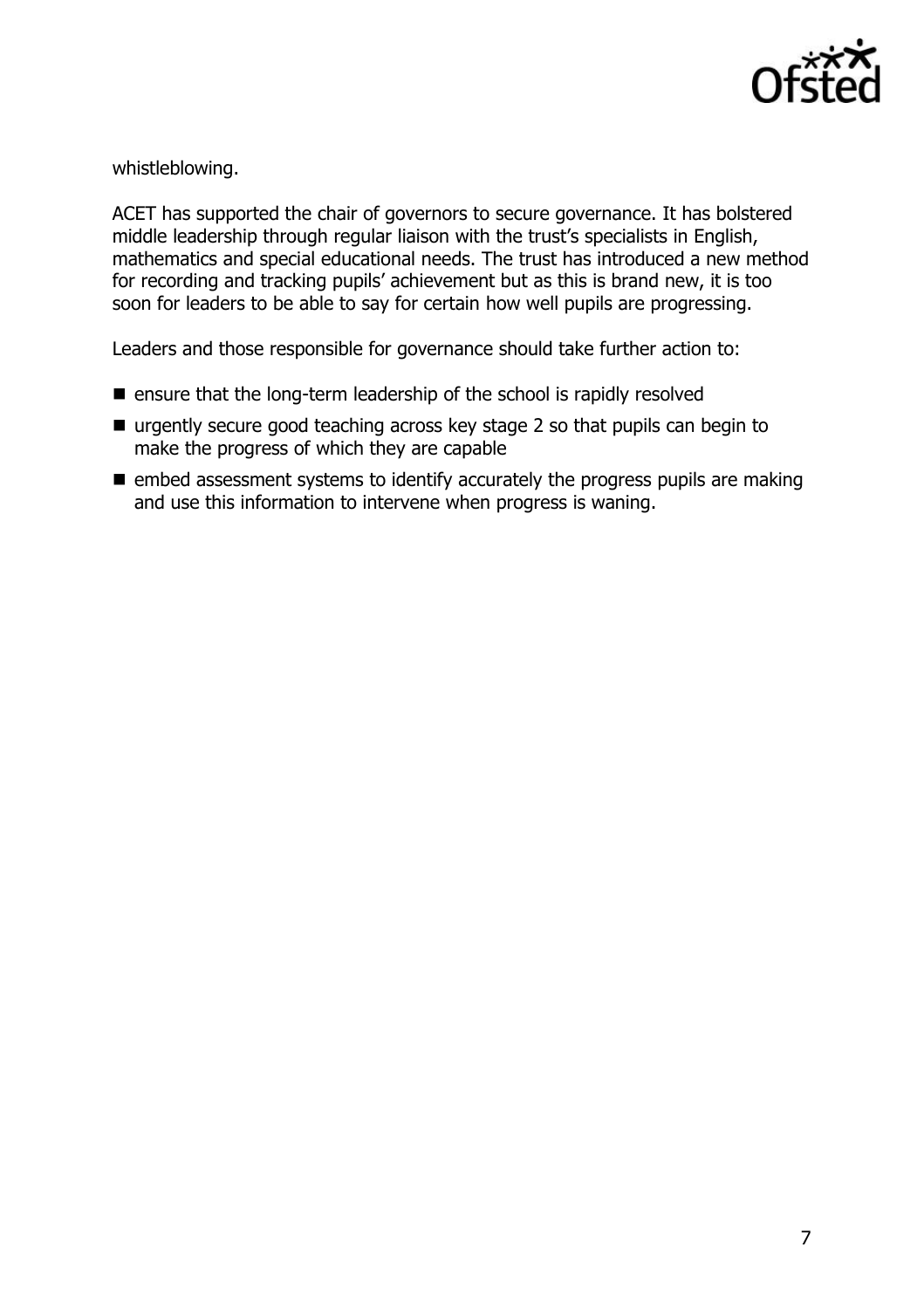whistleblowing.

ACET has supported the chair of governors to secure governance. It has bolstered middle leadership through regular liaison with the trust's specialists in English, mathematics and special educational needs. The trust has introduced a new method for recording and tracking pupils' achievement but as this is brand new, it is too soon for leaders to be able to say for certain how well pupils are progressing.

Leaders and those responsible for governance should take further action to:

- ensure that the long-term leadership of the school is rapidly resolved
- urgently secure good teaching across key stage 2 so that pupils can begin to make the progress of which they are capable
- embed assessment systems to identify accurately the progress pupils are making and use this information to intervene when progress is waning.